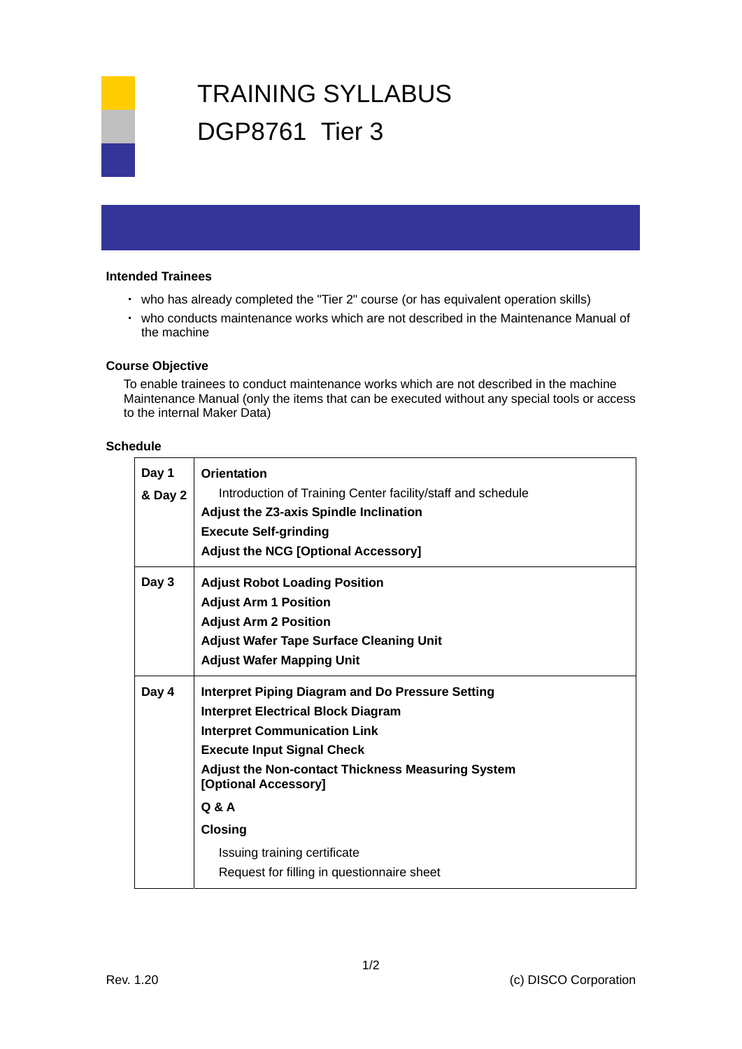# TRAINING SYLLABUS

# DGP8761 Tier 3

### Intended Trainees

- who has already completed the "Tier 2" course (or has equivalent operation skills)
- who conducts maintenance works which are not described in the Maintenance Manual of the machine

### Course Objective

To enable trainees to conduct maintenance works which are not described in the machine Maintenance Manual (only the items that can be executed without any special tools or access to the internal Maker Data)

### Schedule

| Day | Content |
| --- | --- |
| **Day 1 & Day 2** | **Orientation**<br>Introduction of Training Center facility/staff and schedule<br>**Adjust the Z3-axis Spindle Inclination**<br>**Execute Self-grinding**<br>**Adjust the NCG [Optional Accessory]** |
| **Day 3** | **Adjust Robot Loading Position**<br>**Adjust Arm 1 Position**<br>**Adjust Arm 2 Position**<br>**Adjust Wafer Tape Surface Cleaning Unit**<br>**Adjust Wafer Mapping Unit** |
| **Day 4** | **Interpret Piping Diagram and Do Pressure Setting**<br>**Interpret Electrical Block Diagram**<br>**Interpret Communication Link**<br>**Execute Input Signal Check**<br>**Adjust the Non-contact Thickness Measuring System [Optional Accessory]**<br>**Q & A**<br>**Closing**<br>Issuing training certificate<br>Request for filling in questionnaire sheet |

Rev. 1.20

(c) DISCO Corporation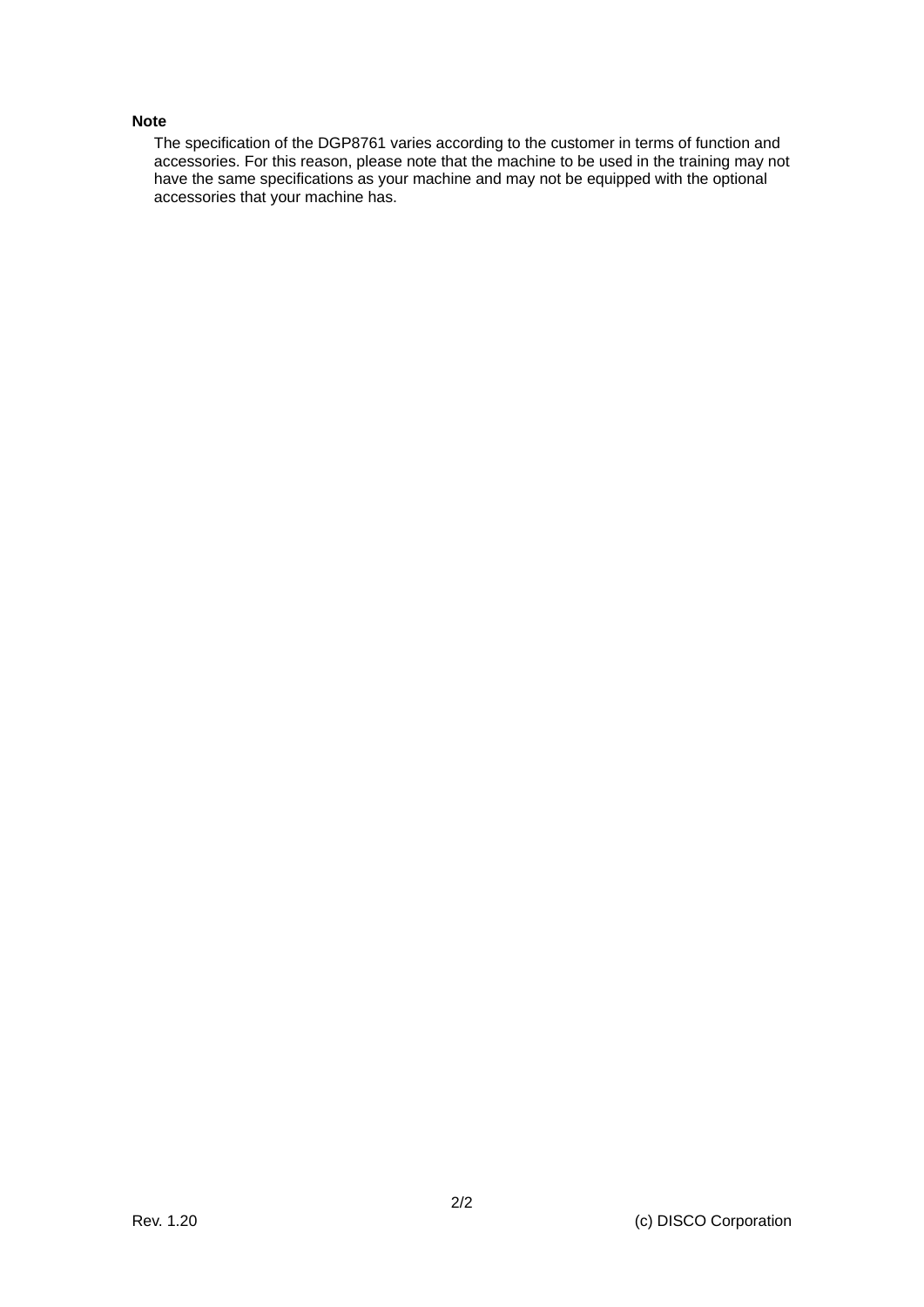**Note**

The specification of the DGP8761 varies according to the customer in terms of function and accessories. For this reason, please note that the machine to be used in the training may not have the same specifications as your machine and may not be equipped with the optional accessories that your machine has.